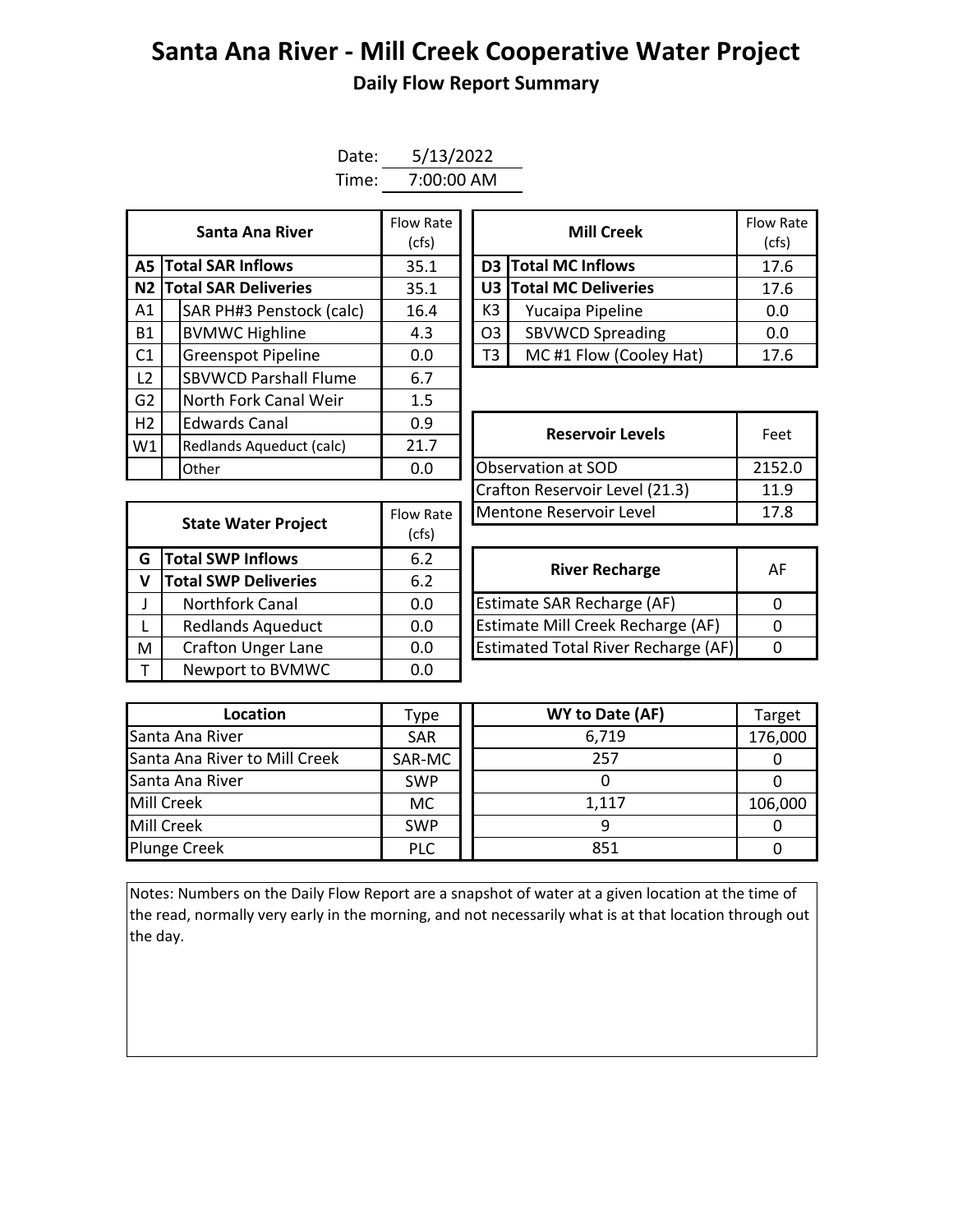# Santa Ana River - Mill Creek Cooperative Water Project

## Daily Flow Report Summary

Date: 5/13/2022
Time: 7:00:00 AM

| | Santa Ana River | Flow Rate (cfs) |
|---|---|---|
| **A5** | **Total SAR Inflows** | 35.1 |
| **N2** | **Total SAR Deliveries** | 35.1 |
| A1 | SAR PH#3 Penstock (calc) | 16.4 |
| B1 | BVMWC Highline | 4.3 |
| C1 | Greenspot Pipeline | 0.0 |
| L2 | SBVWCD Parshall Flume | 6.7 |
| G2 | North Fork Canal Weir | 1.5 |
| H2 | Edwards Canal | 0.9 |
| W1 | Redlands Aqueduct (calc) | 21.7 |
| | Other | 0.0 |

| | Mill Creek | Flow Rate (cfs) |
|---|---|---|
| **D3** | **Total MC Inflows** | 17.6 |
| **U3** | **Total MC Deliveries** | 17.6 |
| K3 | Yucaipa Pipeline | 0.0 |
| O3 | SBVWCD Spreading | 0.0 |
| T3 | MC #1 Flow (Cooley Hat) | 17.6 |

| Reservoir Levels | Feet |
|---|---|
| Observation at SOD | 2152.0 |
| Crafton Reservoir Level (21.3) | 11.9 |
| Mentone Reservoir Level | 17.8 |

| | State Water Project | Flow Rate (cfs) |
|---|---|---|
| **G** | **Total SWP Inflows** | 6.2 |
| **V** | **Total SWP Deliveries** | 6.2 |
| J | Northfork Canal | 0.0 |
| L | Redlands Aqueduct | 0.0 |
| M | Crafton Unger Lane | 0.0 |
| T | Newport to BVMWC | 0.0 |

| River Recharge | AF |
|---|---|
| Estimate SAR Recharge (AF) | 0 |
| Estimate Mill Creek Recharge (AF) | 0 |
| Estimated Total River Recharge (AF) | 0 |

| Location | Type | WY to Date (AF) | Target |
|---|---|---|---|
| Santa Ana River | SAR | 6,719 | 176,000 |
| Santa Ana River to Mill Creek | SAR-MC | 257 | 0 |
| Santa Ana River | SWP | 0 | 0 |
| Mill Creek | MC | 1,117 | 106,000 |
| Mill Creek | SWP | 9 | 0 |
| Plunge Creek | PLC | 851 | 0 |

Notes: Numbers on the Daily Flow Report are a snapshot of water at a given location at the time of the read, normally very early in the morning, and not necessarily what is at that location through out the day.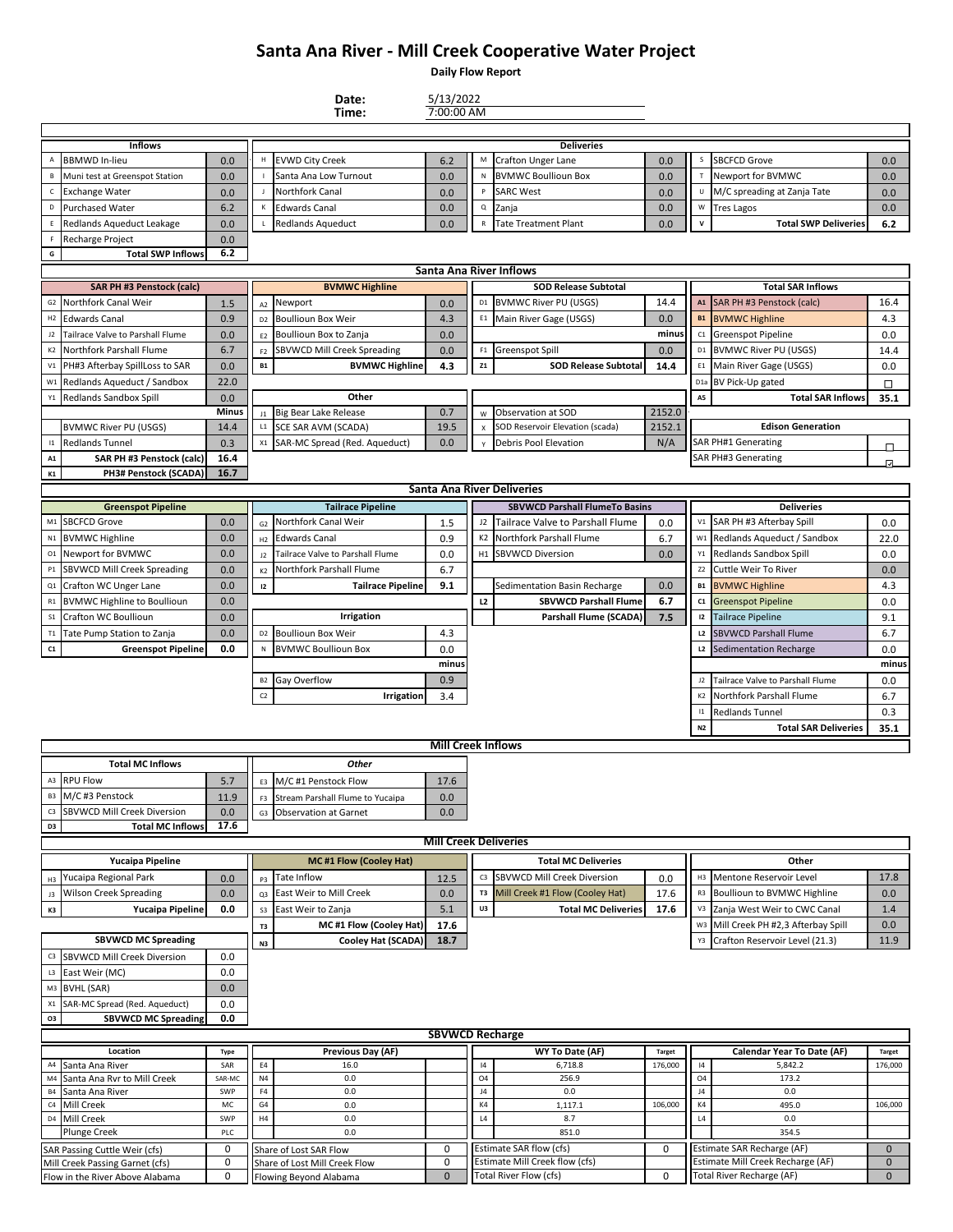# Santa Ana River - Mill Creek Cooperative Water Project

**Daily Flow Report**

**Date:** 5/13/2022
**Time:** 7:00:00 AM

## Inflows

| | Inflows | |
|---|---|---|
| A | BBMWD In-lieu | 0.0 |
| B | Muni test at Greenspot Station | 0.0 |
| C | Exchange Water | 0.0 |
| D | Purchased Water | 6.2 |
| E | Redlands Aqueduct Leakage | 0.0 |
| F | Recharge Project | 0.0 |
| G | **Total SWP Inflows** | **6.2** |

## Deliveries

| | | | | | | | | |
|---|---|---|---|---|---|---|---|---|
| H | EVWD City Creek | 6.2 | M | Crafton Unger Lane | 0.0 | S | SBCFCD Grove | 0.0 |
| I | Santa Ana Low Turnout | 0.0 | N | BVMWC Boullioun Box | 0.0 | T | Newport for BVMWC | 0.0 |
| J | Northfork Canal | 0.0 | P | SARC West | 0.0 | U | M/C spreading at Zanja Tate | 0.0 |
| K | Edwards Canal | 0.0 | Q | Zanja | 0.0 | W | Tres Lagos | 0.0 |
| L | Redlands Aqueduct | 0.0 | R | Tate Treatment Plant | 0.0 | V | **Total SWP Deliveries** | **6.2** |

## Santa Ana River Inflows

| | SAR PH #3 Penstock (calc) | |
|---|---|---|
| G2 | Northfork Canal Weir | 1.5 |
| H2 | Edwards Canal | 0.9 |
| J2 | Tailrace Valve to Parshall Flume | 0.0 |
| K2 | Northfork Parshall Flume | 6.7 |
| V1 | PH#3 Afterbay SpillLoss to SAR | 0.0 |
| W1 | Redlands Aqueduct / Sandbox | 22.0 |
| Y1 | Redlands Sandbox Spill | 0.0 |
| | | **Minus** |
| | BVMWC River PU (USGS) | 14.4 |
| I1 | Redlands Tunnel | 0.3 |
| A1 | **SAR PH #3 Penstock (calc)** | **16.4** |
| K1 | **PH3# Penstock (SCADA)** | **16.7** |

| | BVMWC Highline | |
|---|---|---|
| A2 | Newport | 0.0 |
| D2 | Boullioun Box Weir | 4.3 |
| E2 | Boullioun Box to Zanja | 0.0 |
| F2 | SBVWCD Mill Creek Spreading | 0.0 |
| B1 | **BVMWC Highline** | **4.3** |

| | Other | |
|---|---|---|
| J1 | Big Bear Lake Release | 0.7 |
| L1 | SCE SAR AVM (SCADA) | 19.5 |
| X1 | SAR-MC Spread (Red. Aqueduct) | 0.0 |

| | SOD Release Subtotal | |
|---|---|---|
| D1 | BVMWC River PU (USGS) | 14.4 |
| E1 | Main River Gage (USGS) | 0.0 |
| | | minus |
| F1 | Greenspot Spill | 0.0 |
| Z1 | **SOD Release Subtotal** | **14.4** |
| W | Observation at SOD | 2152.0 |
| X | SOD Reservoir Elevation (scada) | 2152.1 |
| Y | Debris Pool Elevation | N/A |

| | Total SAR Inflows | |
|---|---|---|
| A1 | SAR PH #3 Penstock (calc) | 16.4 |
| B1 | BVMWC Highline | 4.3 |
| C1 | Greenspot Pipeline | 0.0 |
| D1 | BVMWC River PU (USGS) | 14.4 |
| E1 | Main River Gage (USGS) | 0.0 |
| D1a | BV Pick-Up gated | ☐ |
| A5 | **Total SAR Inflows** | **35.1** |

| Edison Generation | |
|---|---|
| SAR PH#1 Generating | ☐ |
| SAR PH3 Generating | ☑ |

## Santa Ana River Deliveries

| | Greenspot Pipeline | |
|---|---|---|
| M1 | SBCFCD Grove | 0.0 |
| N1 | BVMWC Highline | 0.0 |
| O1 | Newport for BVMWC | 0.0 |
| P1 | SBVWCD Mill Creek Spreading | 0.0 |
| Q1 | Crafton WC Unger Lane | 0.0 |
| R1 | BVMWC Highline to Boullioun | 0.0 |
| S1 | Crafton WC Boullioun | 0.0 |
| T1 | Tate Pump Station to Zanja | 0.0 |
| C1 | **Greenspot Pipeline** | **0.0** |

| | Tailrace Pipeline | |
|---|---|---|
| G2 | Northfork Canal Weir | 1.5 |
| H2 | Edwards Canal | 0.9 |
| J2 | Tailrace Valve to Parshall Flume | 0.0 |
| K2 | Northfork Parshall Flume | 6.7 |
| I2 | **Tailrace Pipeline** | **9.1** |

| | Irrigation | |
|---|---|---|
| D2 | Boullioun Box Weir | 4.3 |
| N | BVMWC Boullioun Box | 0.0 |
| | | minus |
| B2 | Gay Overflow | 0.9 |
| C2 | **Irrigation** | **3.4** |

| | SBVWCD Parshall FlumeTo Basins | |
|---|---|---|
| J2 | Tailrace Valve to Parshall Flume | 0.0 |
| K2 | Northfork Parshall Flume | 6.7 |
| H1 | SBVWCD Diversion | 0.0 |
| | Sedimentation Basin Recharge | 0.0 |
| L2 | **SBVWCD Parshall Flume** | **6.7** |
| | **Parshall Flume (SCADA)** | **7.5** |

| | Deliveries | |
|---|---|---|
| V1 | SAR PH #3 Afterbay Spill | 0.0 |
| W1 | Redlands Aqueduct / Sandbox | 22.0 |
| Y1 | Redlands Sandbox Spill | 0.0 |
| Z2 | Cuttle Weir To River | 0.0 |
| B1 | BVMWC Highline | 4.3 |
| C1 | Greenspot Pipeline | 0.0 |
| I2 | Tailrace Pipeline | 9.1 |
| L2 | SBVWCD Parshall Flume | 6.7 |
| L2 | Sedimentation Recharge | 0.0 |
| | | minus |
| J2 | Tailrace Valve to Parshall Flume | 0.0 |
| K2 | Northfork Parshall Flume | 6.7 |
| I1 | Redlands Tunnel | 0.3 |
| N2 | **Total SAR Deliveries** | **35.1** |

## Mill Creek Inflows

| | Total MC Inflows | |
|---|---|---|
| A3 | RPU Flow | 5.7 |
| B3 | M/C #3 Penstock | 11.9 |
| C3 | SBVWCD Mill Creek Diversion | 0.0 |
| D3 | **Total MC Inflows** | **17.6** |

| | *Other* | |
|---|---|---|
| E3 | M/C #1 Penstock Flow | 17.6 |
| F3 | Stream Parshall Flume to Yucaipa | 0.0 |
| G3 | Observation at Garnet | 0.0 |

## Mill Creek Deliveries

| | Yucaipa Pipeline | |
|---|---|---|
| H3 | Yucaipa Regional Park | 0.0 |
| J3 | Wilson Creek Spreading | 0.0 |
| K3 | **Yucaipa Pipeline** | **0.0** |

| | SBVWCD MC Spreading | |
|---|---|---|
| C3 | SBVWCD Mill Creek Diversion | 0.0 |
| L3 | East Weir (MC) | 0.0 |
| M3 | BVHL (SAR) | 0.0 |
| X1 | SAR-MC Spread (Red. Aqueduct) | 0.0 |
| O3 | **SBVWCD MC Spreading** | **0.0** |

| | MC #1 Flow (Cooley Hat) | |
|---|---|---|
| P3 | Tate Inflow | 12.5 |
| Q3 | East Weir to Mill Creek | 0.0 |
| S3 | East Weir to Zanja | 5.1 |
| T3 | **MC #1 Flow (Cooley Hat)** | **17.6** |
| N3 | **Cooley Hat (SCADA)** | **18.7** |

| | Total MC Deliveries | |
|---|---|---|
| C3 | SBVWCD Mill Creek Diversion | 0.0 |
| T3 | Mill Creek #1 Flow (Cooley Hat) | 17.6 |
| U3 | **Total MC Deliveries** | **17.6** |

| | Other | |
|---|---|---|
| H3 | Mentone Reservoir Level | 17.8 |
| R3 | Boullioun to BVMWC Highline | 0.0 |
| V3 | Zanja West Weir to CWC Canal | 1.4 |
| W3 | Mill Creek PH #2,3 Afterbay Spill | 0.0 |
| Y3 | Crafton Reservoir Level (21.3) | 11.9 |

## SBVWCD Recharge

| | Location | Type | | Previous Day (AF) | | WY To Date (AF) | Target | | Calendar Year To Date (AF) | Target |
|---|---|---|---|---|---|---|---|---|---|---|
| A4 | Santa Ana River | SAR | E4 | 16.0 | I4 | 6,718.8 | 176,000 | I4 | 5,842.2 | 176,000 |
| M4 | Santa Ana Rvr to Mill Creek | SAR-MC | N4 | 0.0 | O4 | 256.9 | | O4 | 173.2 | |
| B4 | Santa Ana River | SWP | F4 | 0.0 | J4 | 0.0 | | J4 | 0.0 | |
| C4 | Mill Creek | MC | G4 | 0.0 | K4 | 1,117.1 | 106,000 | K4 | 495.0 | 106,000 |
| D4 | Mill Creek | SWP | H4 | 0.0 | L4 | 8.7 | | L4 | 0.0 | |
| | Plunge Creek | PLC | | 0.0 | | 851.0 | | | 354.5 | |

| | | | | | | | |
|---|---|---|---|---|---|---|---|
| SAR Passing Cuttle Weir (cfs) | 0 | Share of Lost SAR Flow | 0 | Estimate SAR flow (cfs) | 0 | Estimate SAR Recharge (AF) | 0 |
| Mill Creek Passing Garnet (cfs) | 0 | Share of Lost Mill Creek Flow | 0 | Estimate Mill Creek flow (cfs) | | Estimate Mill Creek Recharge (AF) | 0 |
| Flow in the River Above Alabama | 0 | Flowing Beyond Alabama | 0 | Total River Flow (cfs) | 0 | Total River Recharge (AF) | 0 |